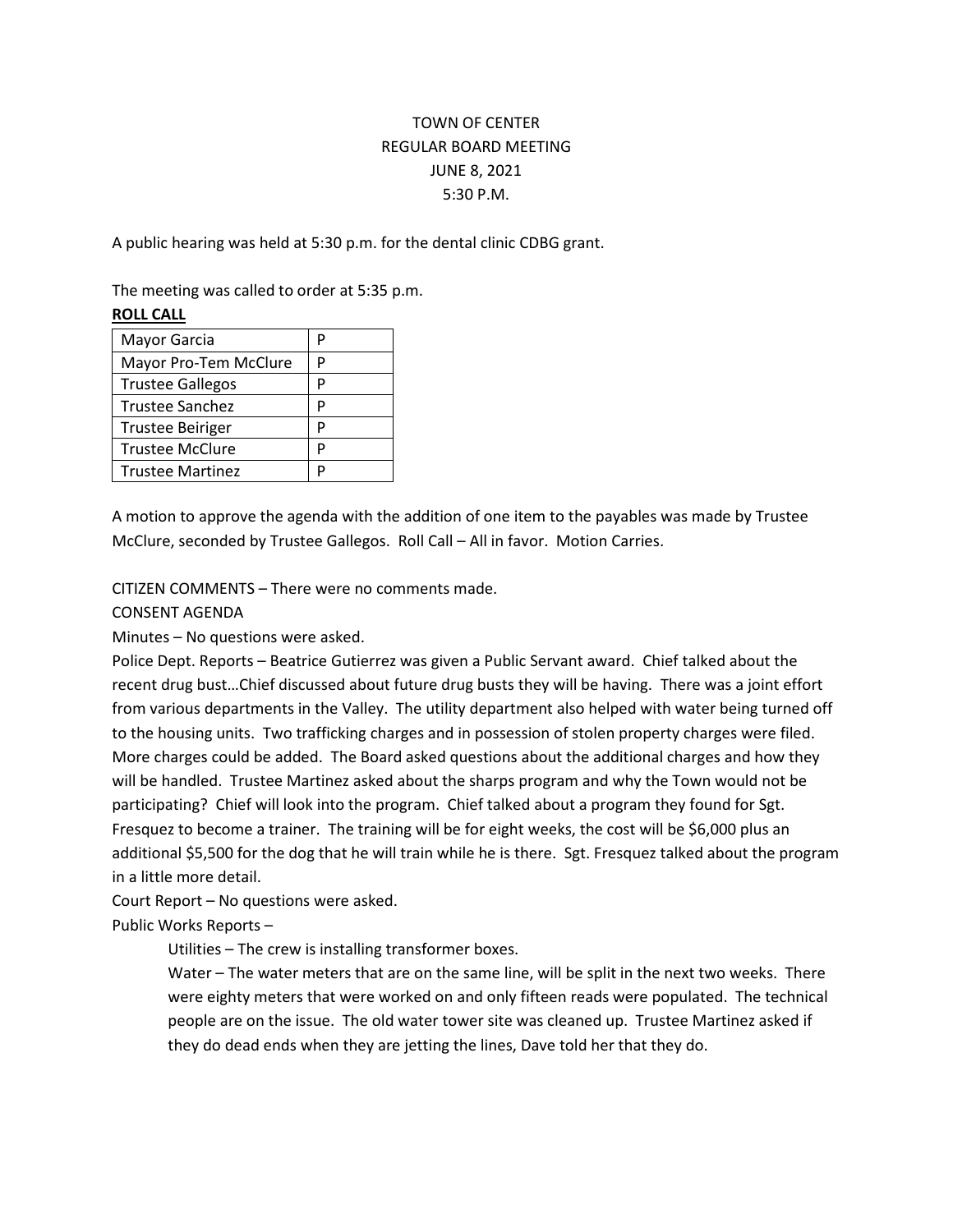TOWN OF CENTER
REGULAR BOARD MEETING
JUNE 8, 2021
5:30 P.M.

A public hearing was held at 5:30 p.m. for the dental clinic CDBG grant.

The meeting was called to order at 5:35 p.m.

**ROLL CALL**

| | |
|---|---|
| Mayor Garcia | P |
| Mayor Pro-Tem McClure | P |
| Trustee Gallegos | P |
| Trustee Sanchez | P |
| Trustee Beiriger | P |
| Trustee McClure | P |
| Trustee Martinez | P |

A motion to approve the agenda with the addition of one item to the payables was made by Trustee McClure, seconded by Trustee Gallegos. Roll Call – All in favor. Motion Carries.

CITIZEN COMMENTS – There were no comments made.

CONSENT AGENDA

Minutes – No questions were asked.

Police Dept. Reports – Beatrice Gutierrez was given a Public Servant award. Chief talked about the recent drug bust…Chief discussed about future drug busts they will be having. There was a joint effort from various departments in the Valley. The utility department also helped with water being turned off to the housing units. Two trafficking charges and in possession of stolen property charges were filed. More charges could be added. The Board asked questions about the additional charges and how they will be handled. Trustee Martinez asked about the sharps program and why the Town would not be participating? Chief will look into the program. Chief talked about a program they found for Sgt. Fresquez to become a trainer. The training will be for eight weeks, the cost will be $6,000 plus an additional $5,500 for the dog that he will train while he is there. Sgt. Fresquez talked about the program in a little more detail.

Court Report – No questions were asked.

Public Works Reports –

> Utilities – The crew is installing transformer boxes.
>
> Water – The water meters that are on the same line, will be split in the next two weeks. There were eighty meters that were worked on and only fifteen reads were populated. The technical people are on the issue. The old water tower site was cleaned up. Trustee Martinez asked if they do dead ends when they are jetting the lines, Dave told her that they do.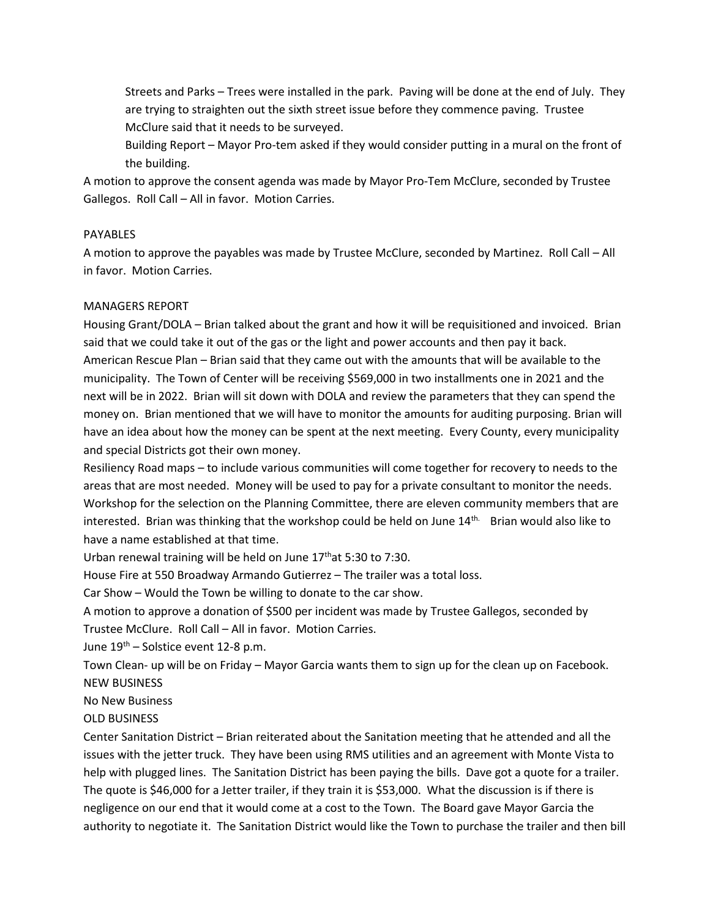Streets and Parks – Trees were installed in the park. Paving will be done at the end of July. They are trying to straighten out the sixth street issue before they commence paving. Trustee McClure said that it needs to be surveyed.

Building Report – Mayor Pro-tem asked if they would consider putting in a mural on the front of the building.

A motion to approve the consent agenda was made by Mayor Pro-Tem McClure, seconded by Trustee Gallegos. Roll Call – All in favor. Motion Carries.

PAYABLES

A motion to approve the payables was made by Trustee McClure, seconded by Martinez. Roll Call – All in favor. Motion Carries.

MANAGERS REPORT

Housing Grant/DOLA – Brian talked about the grant and how it will be requisitioned and invoiced. Brian said that we could take it out of the gas or the light and power accounts and then pay it back.

American Rescue Plan – Brian said that they came out with the amounts that will be available to the municipality. The Town of Center will be receiving $569,000 in two installments one in 2021 and the next will be in 2022. Brian will sit down with DOLA and review the parameters that they can spend the money on. Brian mentioned that we will have to monitor the amounts for auditing purposing. Brian will have an idea about how the money can be spent at the next meeting. Every County, every municipality and special Districts got their own money.

Resiliency Road maps – to include various communities will come together for recovery to needs to the areas that are most needed. Money will be used to pay for a private consultant to monitor the needs. Workshop for the selection on the Planning Committee, there are eleven community members that are interested. Brian was thinking that the workshop could be held on June 14th. Brian would also like to have a name established at that time.

Urban renewal training will be held on June 17th at 5:30 to 7:30.

House Fire at 550 Broadway Armando Gutierrez – The trailer was a total loss.

Car Show – Would the Town be willing to donate to the car show.

A motion to approve a donation of $500 per incident was made by Trustee Gallegos, seconded by Trustee McClure. Roll Call – All in favor. Motion Carries.

June 19th – Solstice event 12-8 p.m.

Town Clean- up will be on Friday – Mayor Garcia wants them to sign up for the clean up on Facebook.

NEW BUSINESS

No New Business

OLD BUSINESS

Center Sanitation District – Brian reiterated about the Sanitation meeting that he attended and all the issues with the jetter truck. They have been using RMS utilities and an agreement with Monte Vista to help with plugged lines. The Sanitation District has been paying the bills. Dave got a quote for a trailer. The quote is $46,000 for a Jetter trailer, if they train it is $53,000. What the discussion is if there is negligence on our end that it would come at a cost to the Town. The Board gave Mayor Garcia the authority to negotiate it. The Sanitation District would like the Town to purchase the trailer and then bill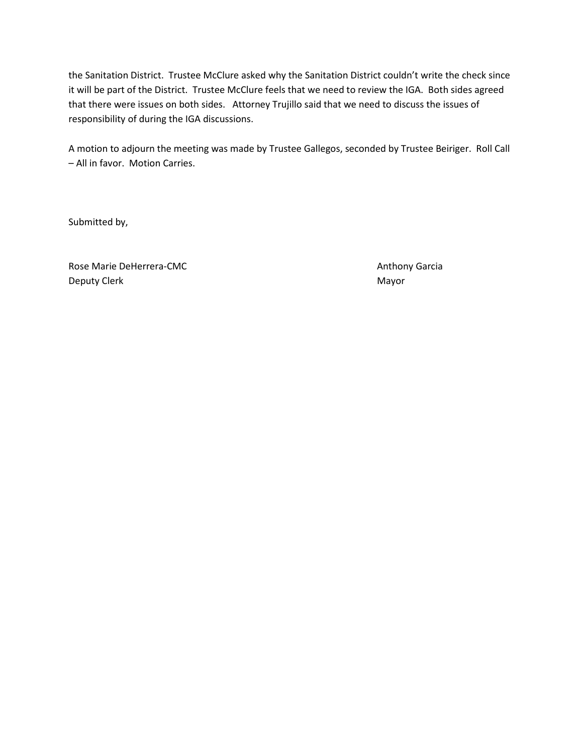the Sanitation District. Trustee McClure asked why the Sanitation District couldn't write the check since it will be part of the District. Trustee McClure feels that we need to review the IGA. Both sides agreed that there were issues on both sides. Attorney Trujillo said that we need to discuss the issues of responsibility of during the IGA discussions.

A motion to adjourn the meeting was made by Trustee Gallegos, seconded by Trustee Beiriger. Roll Call – All in favor. Motion Carries.

Submitted by,

Rose Marie DeHerrera-CMC
Deputy Clerk

Anthony Garcia
Mayor